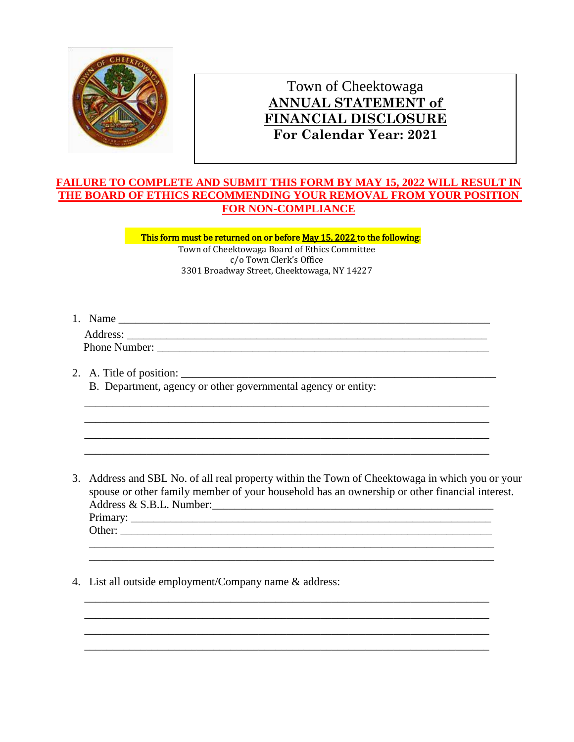# Town of Cheektowaga
## ANNUAL STATEMENT of FINANCIAL DISCLOSURE
## For Calendar Year: 2021

**FAILURE TO COMPLETE AND SUBMIT THIS FORM BY MAY 15, 2022 WILL RESULT IN THE BOARD OF ETHICS RECOMMENDING YOUR REMOVAL FROM YOUR POSITION FOR NON-COMPLIANCE**

**This form must be returned on or before May 15, 2022 to the following:**

Town of Cheektowaga Board of Ethics Committee
c/o Town Clerk's Office
3301 Broadway Street, Cheektowaga, NY 14227

1. Name ______________________________________________________________
   Address: ____________________________________________________________
   Phone Number: _______________________________________________________

2. A. Title of position: _______________________________________________________
   B. Department, agency or other governmental agency or entity:
   ______________________________________________________________________
   ______________________________________________________________________
   ______________________________________________________________________
   ______________________________________________________________________

3. Address and SBL No. of all real property within the Town of Cheektowaga in which you or your spouse or other family member of your household has an ownership or other financial interest.
   Address & S.B.L. Number:_____________________________________________
   Primary: _____________________________________________________________
   Other: _______________________________________________________________
   ______________________________________________________________________
   ______________________________________________________________________

4. List all outside employment/Company name & address:
   ______________________________________________________________________
   ______________________________________________________________________
   ______________________________________________________________________
   ______________________________________________________________________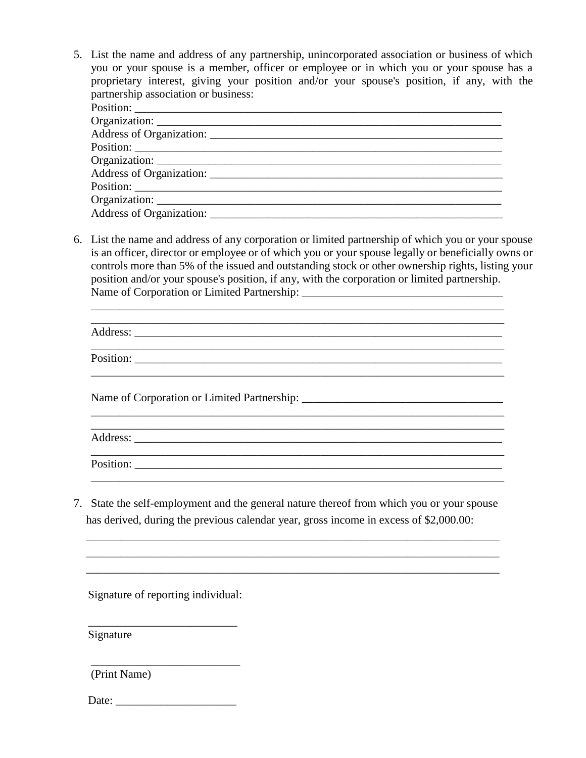5. List the name and address of any partnership, unincorporated association or business of which you or your spouse is a member, officer or employee or in which you or your spouse has a proprietary interest, giving your position and/or your spouse's position, if any, with the partnership association or business:

   Position: ____________________________________________________________
   Organization: ________________________________________________________
   Address of Organization: _______________________________________________
   Position: ____________________________________________________________
   Organization: ________________________________________________________
   Address of Organization: _______________________________________________
   Position: ____________________________________________________________
   Organization: ________________________________________________________
   Address of Organization: _______________________________________________

6. List the name and address of any corporation or limited partnership of which you or your spouse is an officer, director or employee or of which you or your spouse legally or beneficially owns or controls more than 5% of the issued and outstanding stock or other ownership rights, listing your position and/or your spouse's position, if any, with the corporation or limited partnership.

   Name of Corporation or Limited Partnership: ___________________________________
   ______________________________________________________________________
   ______________________________________________________________________
   Address: ______________________________________________________________
   ______________________________________________________________________
   Position: ______________________________________________________________
   ______________________________________________________________________

   Name of Corporation or Limited Partnership: ___________________________________
   ______________________________________________________________________
   ______________________________________________________________________
   Address: ______________________________________________________________
   ______________________________________________________________________
   Position: ______________________________________________________________
   ______________________________________________________________________

7. State the self-employment and the general nature thereof from which you or your spouse has derived, during the previous calendar year, gross income in excess of $2,000.00:

   ______________________________________________________________________
   ______________________________________________________________________
   ______________________________________________________________________

Signature of reporting individual:

__________________________
Signature

__________________________
(Print Name)

Date: ____________________